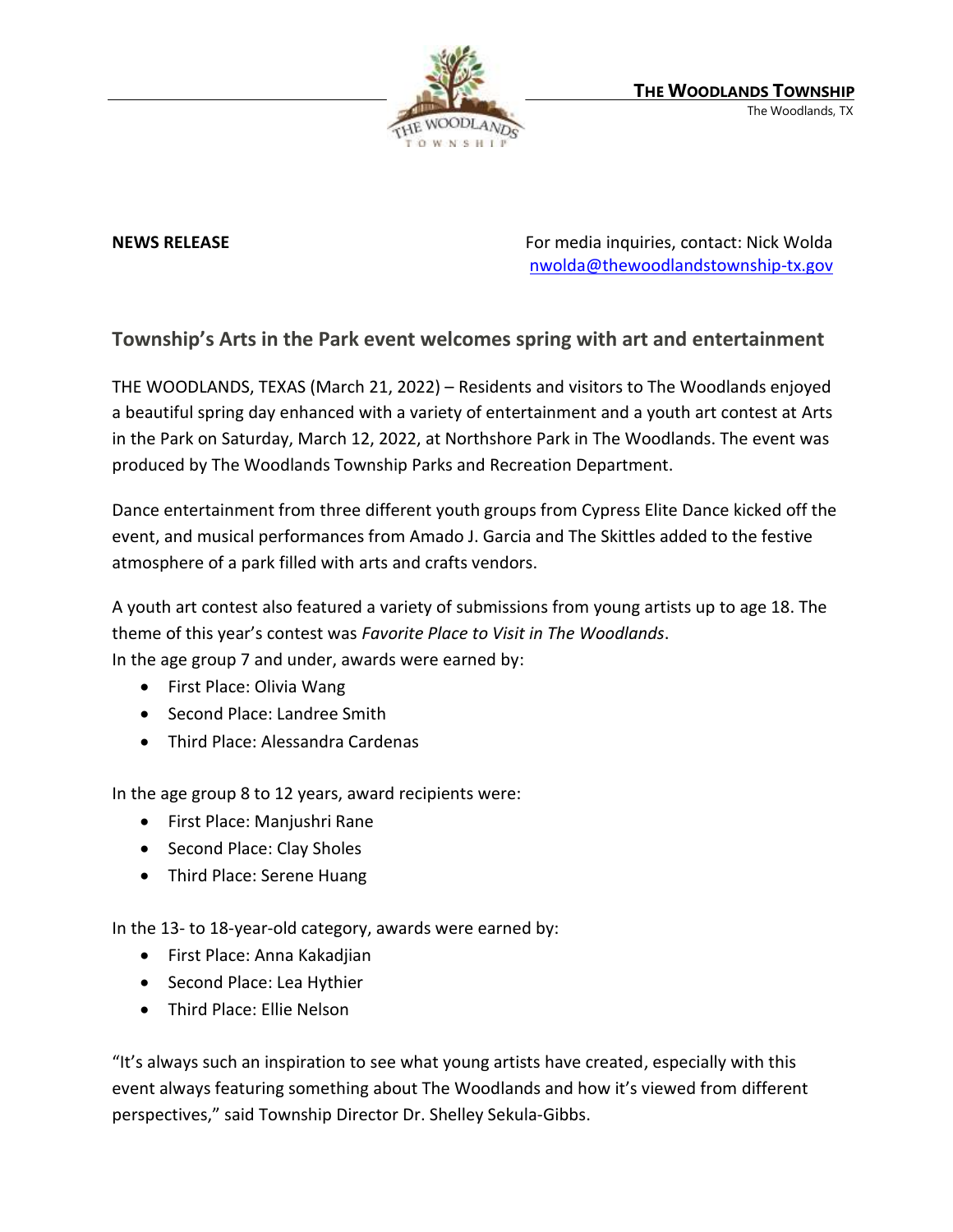**THE WOODLANDS TOWNSHIP**
The Woodlands, TX

**NEWS RELEASE**

For media inquiries, contact: Nick Wolda
nwolda@thewoodlandstownship-tx.gov

## Township's Arts in the Park event welcomes spring with art and entertainment

THE WOODLANDS, TEXAS (March 21, 2022) – Residents and visitors to The Woodlands enjoyed a beautiful spring day enhanced with a variety of entertainment and a youth art contest at Arts in the Park on Saturday, March 12, 2022, at Northshore Park in The Woodlands. The event was produced by The Woodlands Township Parks and Recreation Department.

Dance entertainment from three different youth groups from Cypress Elite Dance kicked off the event, and musical performances from Amado J. Garcia and The Skittles added to the festive atmosphere of a park filled with arts and crafts vendors.

A youth art contest also featured a variety of submissions from young artists up to age 18. The theme of this year's contest was *Favorite Place to Visit in The Woodlands*.
In the age group 7 and under, awards were earned by:

- First Place: Olivia Wang
- Second Place: Landree Smith
- Third Place: Alessandra Cardenas

In the age group 8 to 12 years, award recipients were:

- First Place: Manjushri Rane
- Second Place: Clay Sholes
- Third Place: Serene Huang

In the 13- to 18-year-old category, awards were earned by:

- First Place: Anna Kakadjian
- Second Place: Lea Hythier
- Third Place: Ellie Nelson

"It's always such an inspiration to see what young artists have created, especially with this event always featuring something about The Woodlands and how it's viewed from different perspectives," said Township Director Dr. Shelley Sekula-Gibbs.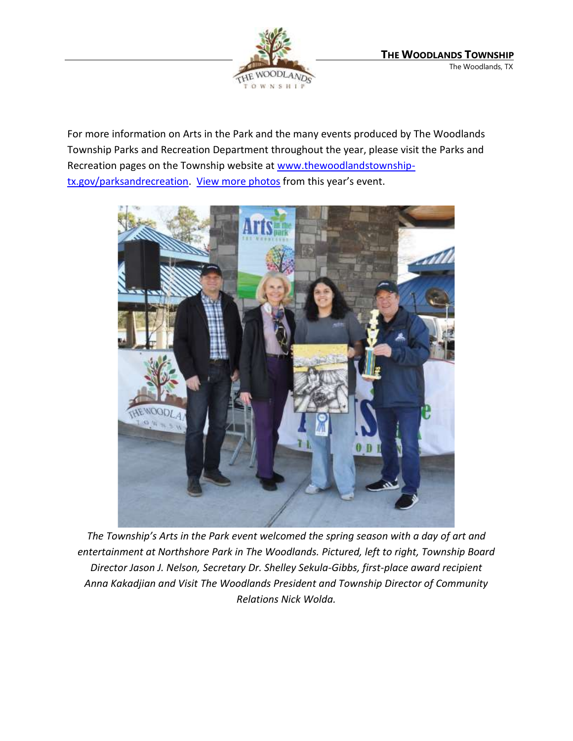For more information on Arts in the Park and the many events produced by The Woodlands Township Parks and Recreation Department throughout the year, please visit the Parks and Recreation pages on the Township website at [www.thewoodlandstownship-tx.gov/parksandrecreation](www.thewoodlandstownship-tx.gov/parksandrecreation). View more photos from this year's event.

*The Township's Arts in the Park event welcomed the spring season with a day of art and entertainment at Northshore Park in The Woodlands. Pictured, left to right, Township Board Director Jason J. Nelson, Secretary Dr. Shelley Sekula-Gibbs, first-place award recipient Anna Kakadjian and Visit The Woodlands President and Township Director of Community Relations Nick Wolda.*